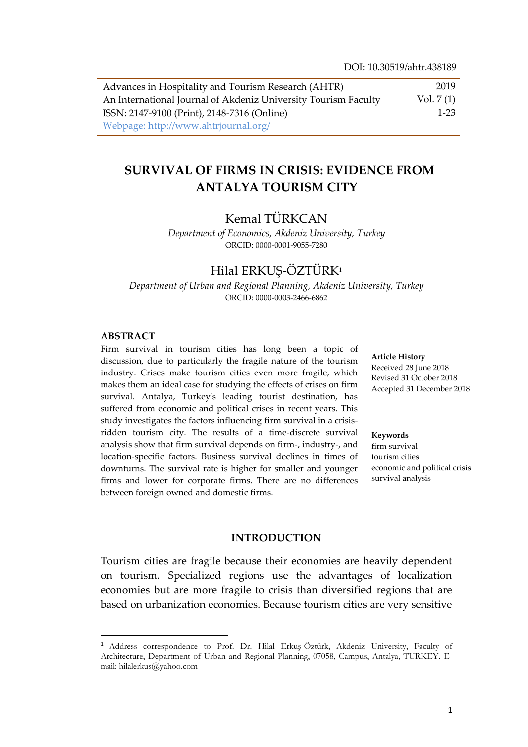DOI: 10.30519/ahtr.438189

Advances in Hospitality and Tourism Research (AHTR) 2019
An International Journal of Akdeniz University Tourism Faculty Vol. 7 (1)
ISSN: 2147-9100 (Print), 2148-7316 (Online) 1-23
Webpage: http://www.ahtrjournal.org/

# SURVIVAL OF FIRMS IN CRISIS: EVIDENCE FROM ANTALYA TOURISM CITY

## Kemal TÜRKCAN

*Department of Economics, Akdeniz University, Turkey*
ORCID: 0000-0001-9055-7280

## Hilal ERKUŞ-ÖZTÜRK[1]

*Department of Urban and Regional Planning, Akdeniz University, Turkey*
ORCID: 0000-0003-2466-6862

### ABSTRACT

Firm survival in tourism cities has long been a topic of discussion, due to particularly the fragile nature of the tourism industry. Crises make tourism cities even more fragile, which makes them an ideal case for studying the effects of crises on firm survival. Antalya, Turkey's leading tourist destination, has suffered from economic and political crises in recent years. This study investigates the factors influencing firm survival in a crisis-ridden tourism city. The results of a time-discrete survival analysis show that firm survival depends on firm-, industry-, and location-specific factors. Business survival declines in times of downturns. The survival rate is higher for smaller and younger firms and lower for corporate firms. There are no differences between foreign owned and domestic firms.

**Article History**
Received 28 June 2018
Revised 31 October 2018
Accepted 31 December 2018

**Keywords**
firm survival
tourism cities
economic and political crisis
survival analysis

### INTRODUCTION

Tourism cities are fragile because their economies are heavily dependent on tourism. Specialized regions use the advantages of localization economies but are more fragile to crisis than diversified regions that are based on urbanization economies. Because tourism cities are very sensitive

[1] Address correspondence to Prof. Dr. Hilal Erkuş-Öztürk, Akdeniz University, Faculty of Architecture, Department of Urban and Regional Planning, 07058, Campus, Antalya, TURKEY. E-mail: hilalerkus@yahoo.com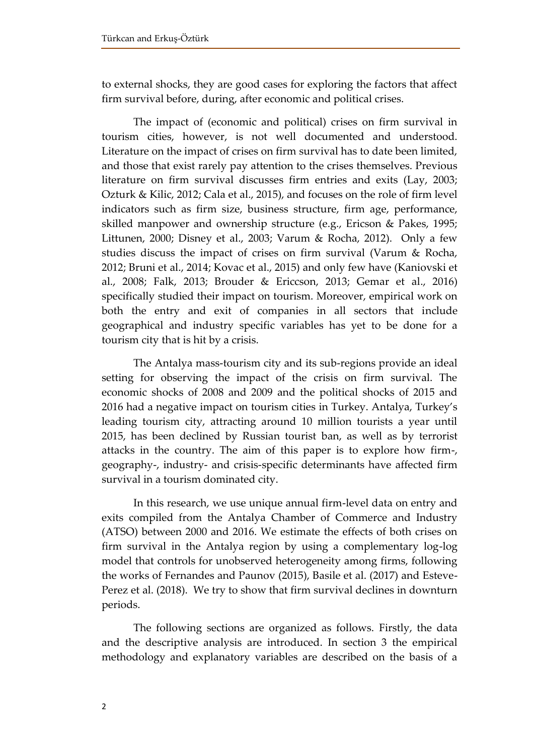to external shocks, they are good cases for exploring the factors that affect firm survival before, during, after economic and political crises.

The impact of (economic and political) crises on firm survival in tourism cities, however, is not well documented and understood. Literature on the impact of crises on firm survival has to date been limited, and those that exist rarely pay attention to the crises themselves. Previous literature on firm survival discusses firm entries and exits (Lay, 2003; Ozturk & Kilic, 2012; Cala et al., 2015), and focuses on the role of firm level indicators such as firm size, business structure, firm age, performance, skilled manpower and ownership structure (e.g., Ericson & Pakes, 1995; Littunen, 2000; Disney et al., 2003; Varum & Rocha, 2012). Only a few studies discuss the impact of crises on firm survival (Varum & Rocha, 2012; Bruni et al., 2014; Kovac et al., 2015) and only few have (Kaniovski et al., 2008; Falk, 2013; Brouder & Ericcson, 2013; Gemar et al., 2016) specifically studied their impact on tourism. Moreover, empirical work on both the entry and exit of companies in all sectors that include geographical and industry specific variables has yet to be done for a tourism city that is hit by a crisis.

The Antalya mass-tourism city and its sub-regions provide an ideal setting for observing the impact of the crisis on firm survival. The economic shocks of 2008 and 2009 and the political shocks of 2015 and 2016 had a negative impact on tourism cities in Turkey. Antalya, Turkey's leading tourism city, attracting around 10 million tourists a year until 2015, has been declined by Russian tourist ban, as well as by terrorist attacks in the country. The aim of this paper is to explore how firm-, geography-, industry- and crisis-specific determinants have affected firm survival in a tourism dominated city.

In this research, we use unique annual firm-level data on entry and exits compiled from the Antalya Chamber of Commerce and Industry (ATSO) between 2000 and 2016. We estimate the effects of both crises on firm survival in the Antalya region by using a complementary log-log model that controls for unobserved heterogeneity among firms, following the works of Fernandes and Paunov (2015), Basile et al. (2017) and Esteve-Perez et al. (2018). We try to show that firm survival declines in downturn periods.

The following sections are organized as follows. Firstly, the data and the descriptive analysis are introduced. In section 3 the empirical methodology and explanatory variables are described on the basis of a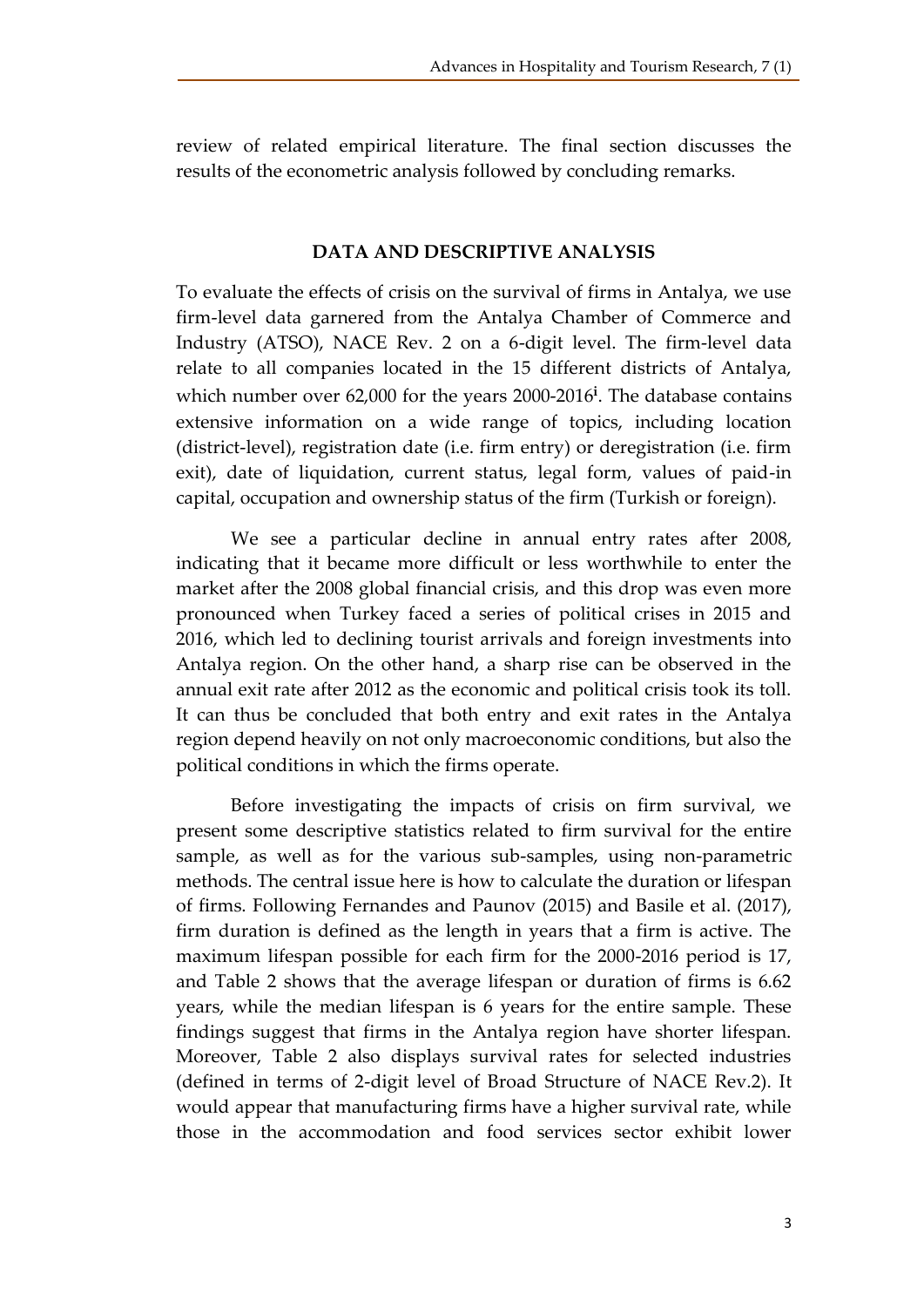review of related empirical literature. The final section discusses the results of the econometric analysis followed by concluding remarks.

## DATA AND DESCRIPTIVE ANALYSIS

To evaluate the effects of crisis on the survival of firms in Antalya, we use firm-level data garnered from the Antalya Chamber of Commerce and Industry (ATSO), NACE Rev. 2 on a 6-digit level. The firm-level data relate to all companies located in the 15 different districts of Antalya, which number over 62,000 for the years 2000-2016[i]. The database contains extensive information on a wide range of topics, including location (district-level), registration date (i.e. firm entry) or deregistration (i.e. firm exit), date of liquidation, current status, legal form, values of paid-in capital, occupation and ownership status of the firm (Turkish or foreign).

We see a particular decline in annual entry rates after 2008, indicating that it became more difficult or less worthwhile to enter the market after the 2008 global financial crisis, and this drop was even more pronounced when Turkey faced a series of political crises in 2015 and 2016, which led to declining tourist arrivals and foreign investments into Antalya region. On the other hand, a sharp rise can be observed in the annual exit rate after 2012 as the economic and political crisis took its toll. It can thus be concluded that both entry and exit rates in the Antalya region depend heavily on not only macroeconomic conditions, but also the political conditions in which the firms operate.

Before investigating the impacts of crisis on firm survival, we present some descriptive statistics related to firm survival for the entire sample, as well as for the various sub-samples, using non-parametric methods. The central issue here is how to calculate the duration or lifespan of firms. Following Fernandes and Paunov (2015) and Basile et al. (2017), firm duration is defined as the length in years that a firm is active. The maximum lifespan possible for each firm for the 2000-2016 period is 17, and Table 2 shows that the average lifespan or duration of firms is 6.62 years, while the median lifespan is 6 years for the entire sample. These findings suggest that firms in the Antalya region have shorter lifespan. Moreover, Table 2 also displays survival rates for selected industries (defined in terms of 2-digit level of Broad Structure of NACE Rev.2). It would appear that manufacturing firms have a higher survival rate, while those in the accommodation and food services sector exhibit lower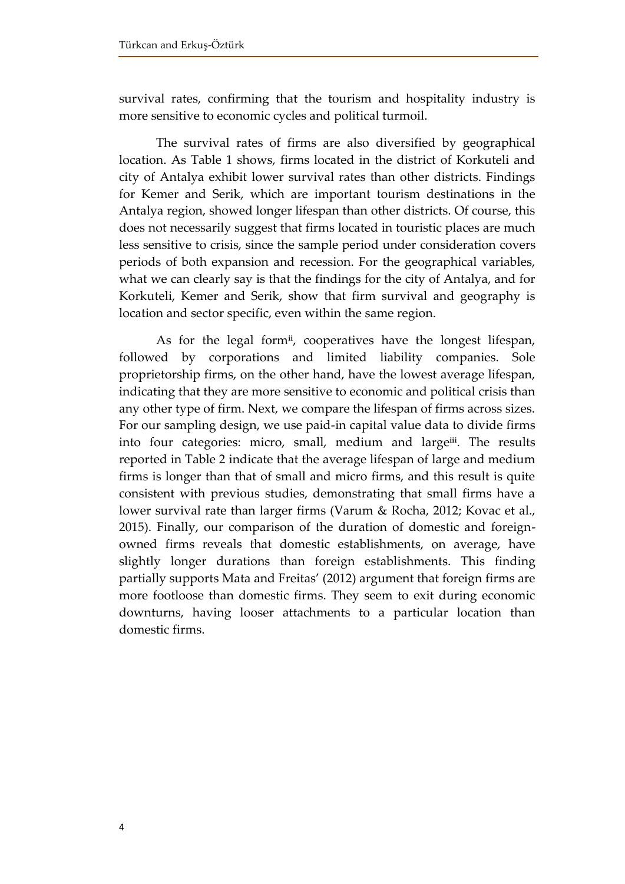survival rates, confirming that the tourism and hospitality industry is more sensitive to economic cycles and political turmoil.

The survival rates of firms are also diversified by geographical location. As Table 1 shows, firms located in the district of Korkuteli and city of Antalya exhibit lower survival rates than other districts. Findings for Kemer and Serik, which are important tourism destinations in the Antalya region, showed longer lifespan than other districts. Of course, this does not necessarily suggest that firms located in touristic places are much less sensitive to crisis, since the sample period under consideration covers periods of both expansion and recession. For the geographical variables, what we can clearly say is that the findings for the city of Antalya, and for Korkuteli, Kemer and Serik, show that firm survival and geography is location and sector specific, even within the same region.

As for the legal form[ii], cooperatives have the longest lifespan, followed by corporations and limited liability companies. Sole proprietorship firms, on the other hand, have the lowest average lifespan, indicating that they are more sensitive to economic and political crisis than any other type of firm. Next, we compare the lifespan of firms across sizes. For our sampling design, we use paid-in capital value data to divide firms into four categories: micro, small, medium and large[iii]. The results reported in Table 2 indicate that the average lifespan of large and medium firms is longer than that of small and micro firms, and this result is quite consistent with previous studies, demonstrating that small firms have a lower survival rate than larger firms (Varum & Rocha, 2012; Kovac et al., 2015). Finally, our comparison of the duration of domestic and foreign-owned firms reveals that domestic establishments, on average, have slightly longer durations than foreign establishments. This finding partially supports Mata and Freitas' (2012) argument that foreign firms are more footloose than domestic firms. They seem to exit during economic downturns, having looser attachments to a particular location than domestic firms.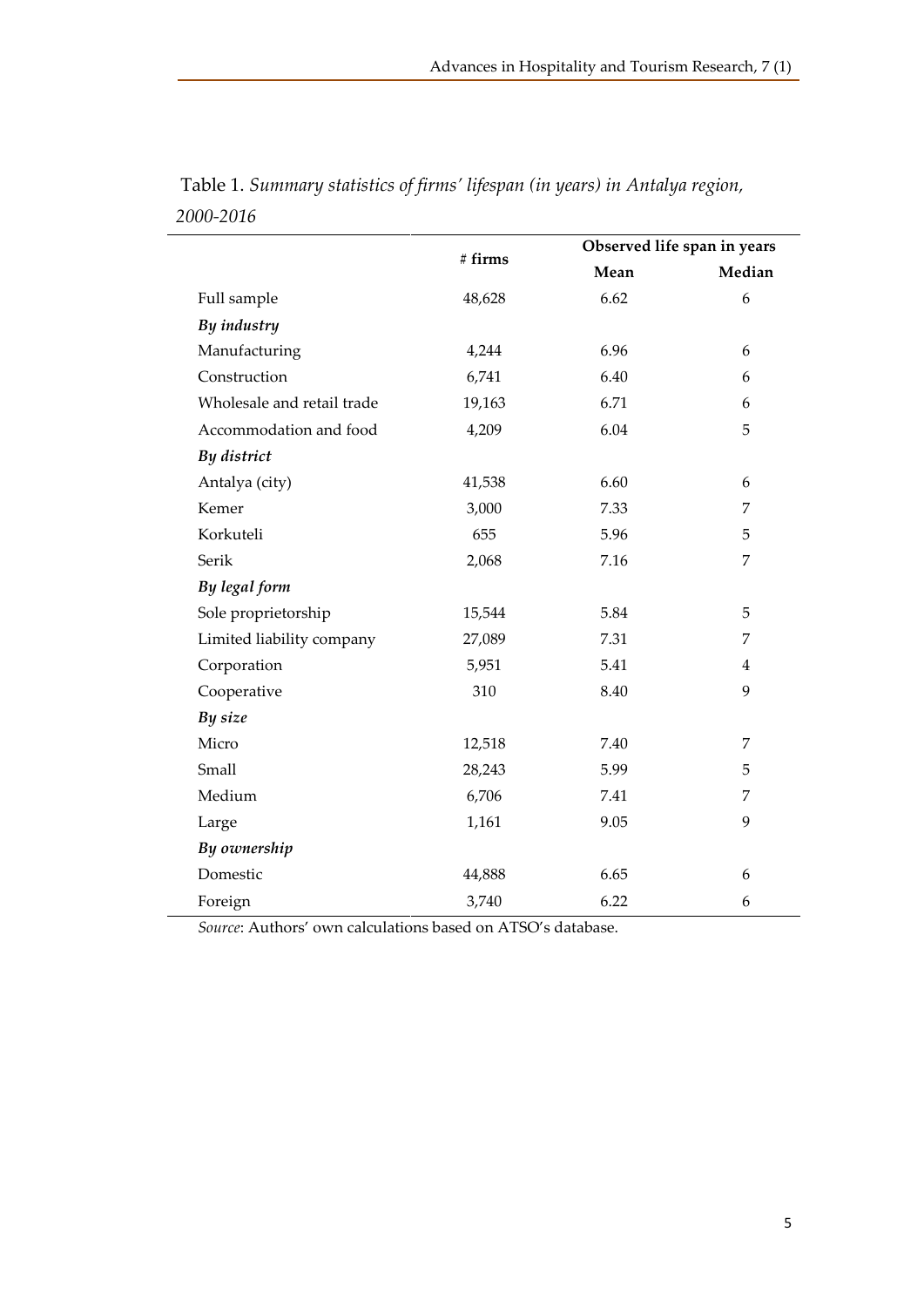Table 1. *Summary statistics of firms' lifespan (in years) in Antalya region, 2000-2016*

| | # firms | Observed life span in years | |
|---|---|---|---|
| | | **Mean** | **Median** |
| Full sample | 48,628 | 6.62 | 6 |
| ***By industry*** | | | |
| Manufacturing | 4,244 | 6.96 | 6 |
| Construction | 6,741 | 6.40 | 6 |
| Wholesale and retail trade | 19,163 | 6.71 | 6 |
| Accommodation and food | 4,209 | 6.04 | 5 |
| ***By district*** | | | |
| Antalya (city) | 41,538 | 6.60 | 6 |
| Kemer | 3,000 | 7.33 | 7 |
| Korkuteli | 655 | 5.96 | 5 |
| Serik | 2,068 | 7.16 | 7 |
| ***By legal form*** | | | |
| Sole proprietorship | 15,544 | 5.84 | 5 |
| Limited liability company | 27,089 | 7.31 | 7 |
| Corporation | 5,951 | 5.41 | 4 |
| Cooperative | 310 | 8.40 | 9 |
| ***By size*** | | | |
| Micro | 12,518 | 7.40 | 7 |
| Small | 28,243 | 5.99 | 5 |
| Medium | 6,706 | 7.41 | 7 |
| Large | 1,161 | 9.05 | 9 |
| ***By ownership*** | | | |
| Domestic | 44,888 | 6.65 | 6 |
| Foreign | 3,740 | 6.22 | 6 |

*Source*: Authors' own calculations based on ATSO's database.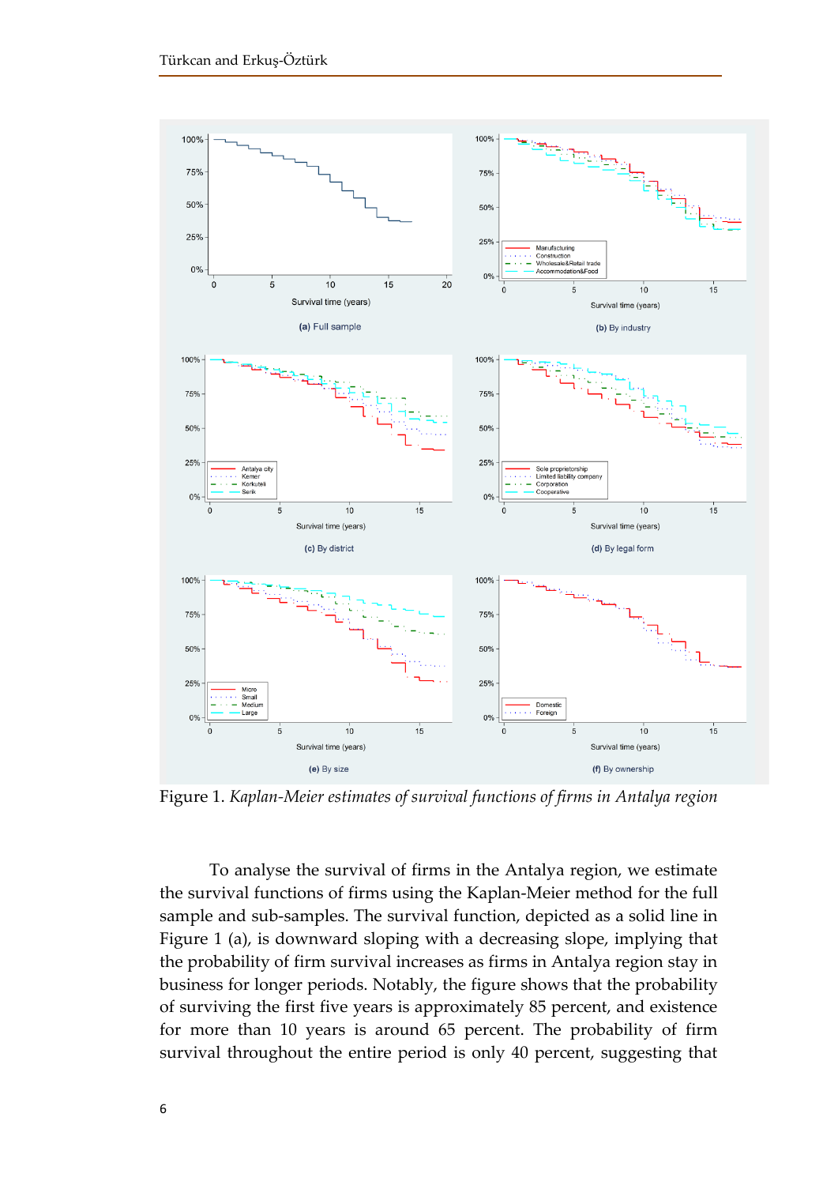Figure 1. *Kaplan-Meier estimates of survival functions of firms in Antalya region*

To analyse the survival of firms in the Antalya region, we estimate the survival functions of firms using the Kaplan-Meier method for the full sample and sub-samples. The survival function, depicted as a solid line in Figure 1 (a), is downward sloping with a decreasing slope, implying that the probability of firm survival increases as firms in Antalya region stay in business for longer periods. Notably, the figure shows that the probability of surviving the first five years is approximately 85 percent, and existence for more than 10 years is around 65 percent. The probability of firm survival throughout the entire period is only 40 percent, suggesting that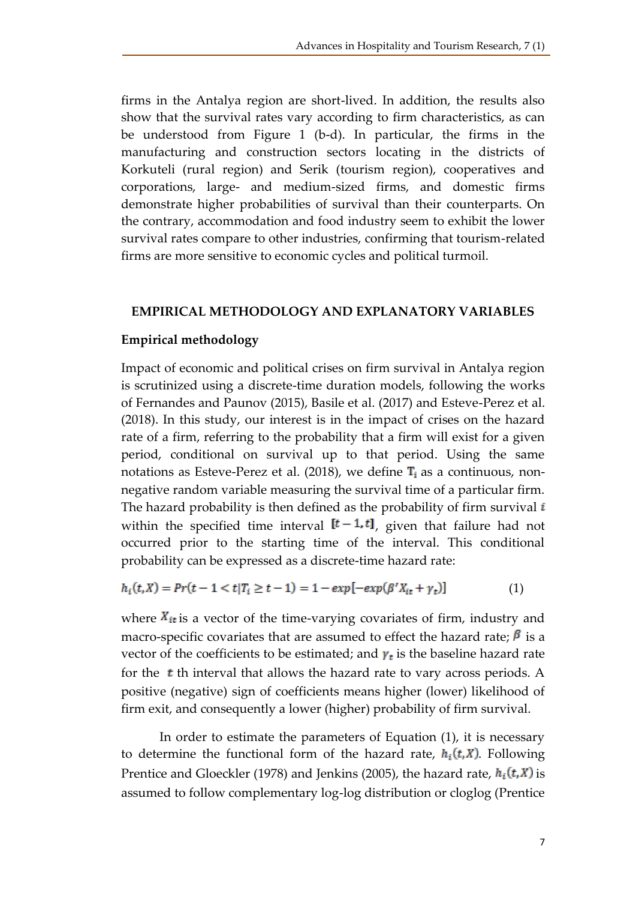firms in the Antalya region are short-lived. In addition, the results also show that the survival rates vary according to firm characteristics, as can be understood from Figure 1 (b-d). In particular, the firms in the manufacturing and construction sectors locating in the districts of Korkuteli (rural region) and Serik (tourism region), cooperatives and corporations, large- and medium-sized firms, and domestic firms demonstrate higher probabilities of survival than their counterparts. On the contrary, accommodation and food industry seem to exhibit the lower survival rates compare to other industries, confirming that tourism-related firms are more sensitive to economic cycles and political turmoil.

## EMPIRICAL METHODOLOGY AND EXPLANATORY VARIABLES

### Empirical methodology

Impact of economic and political crises on firm survival in Antalya region is scrutinized using a discrete-time duration models, following the works of Fernandes and Paunov (2015), Basile et al. (2017) and Esteve-Perez et al. (2018). In this study, our interest is in the impact of crises on the hazard rate of a firm, referring to the probability that a firm will exist for a given period, conditional on survival up to that period. Using the same notations as Esteve-Perez et al. (2018), we define $\mathbf{T_i}$ as a continuous, non-negative random variable measuring the survival time of a particular firm. The hazard probability is then defined as the probability of firm survival $i$ within the specified time interval $[t-1, t]$, given that failure had not occurred prior to the starting time of the interval. This conditional probability can be expressed as a discrete-time hazard rate:

$$h_i(t,X) = Pr(t-1 < t | T_i \geq t-1) = 1 - exp[-exp(\beta' X_{it} + \gamma_t)] \qquad (1)$$

where $X_{it}$ is a vector of the time-varying covariates of firm, industry and macro-specific covariates that are assumed to effect the hazard rate; $\beta$ is a vector of the coefficients to be estimated; and $\gamma_t$ is the baseline hazard rate for the $t$ th interval that allows the hazard rate to vary across periods. A positive (negative) sign of coefficients means higher (lower) likelihood of firm exit, and consequently a lower (higher) probability of firm survival.

In order to estimate the parameters of Equation (1), it is necessary to determine the functional form of the hazard rate, $h_i(t,X)$. Following Prentice and Gloeckler (1978) and Jenkins (2005), the hazard rate, $h_i(t,X)$ is assumed to follow complementary log-log distribution or cloglog (Prentice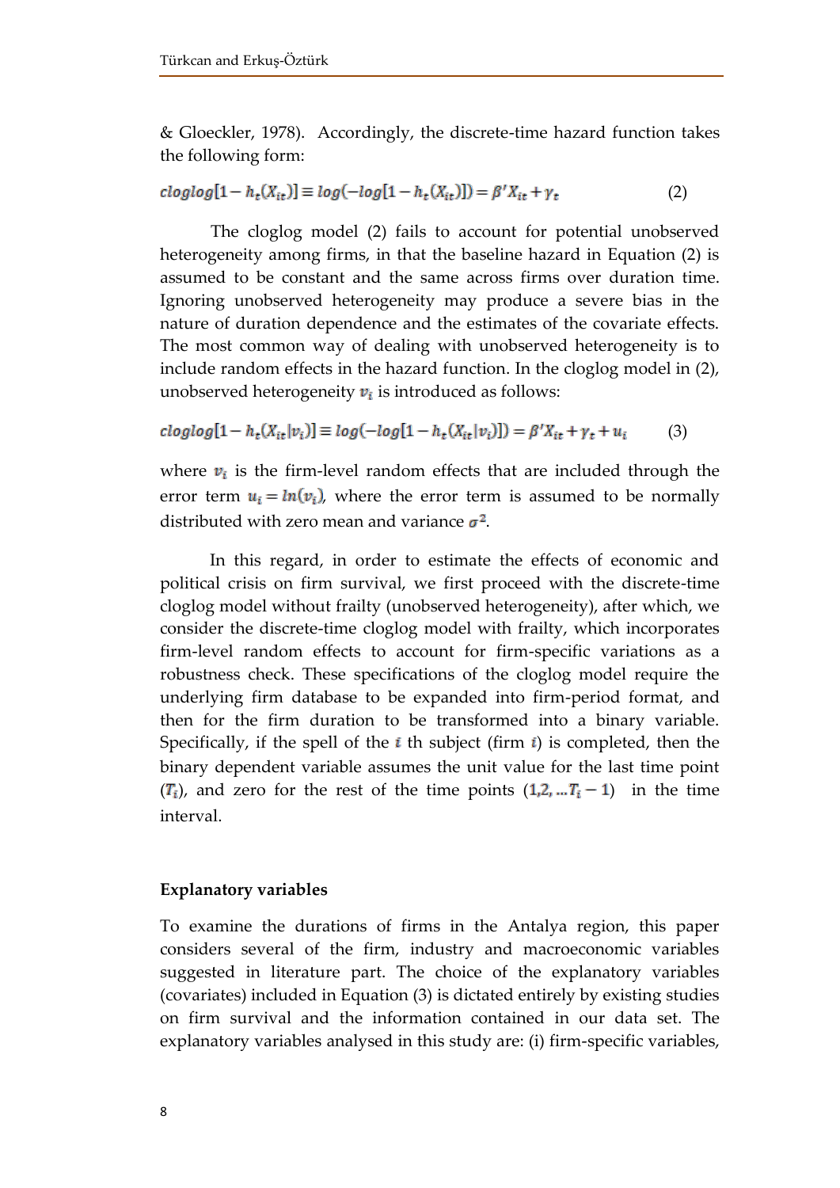& Gloeckler, 1978). Accordingly, the discrete-time hazard function takes the following form:

$$cloglog[1 - h_t(X_{it})] \equiv log(-log[1 - h_t(X_{it})]) = \beta' X_{it} + \gamma_t \tag{2}$$

The cloglog model (2) fails to account for potential unobserved heterogeneity among firms, in that the baseline hazard in Equation (2) is assumed to be constant and the same across firms over duration time. Ignoring unobserved heterogeneity may produce a severe bias in the nature of duration dependence and the estimates of the covariate effects. The most common way of dealing with unobserved heterogeneity is to include random effects in the hazard function. In the cloglog model in (2), unobserved heterogeneity $v_i$ is introduced as follows:

$$cloglog[1 - h_t(X_{it}|v_i)] \equiv log(-log[1 - h_t(X_{it}|v_i)]) = \beta' X_{it} + \gamma_t + u_i \tag{3}$$

where $v_i$ is the firm-level random effects that are included through the error term $u_i = ln(v_i)$, where the error term is assumed to be normally distributed with zero mean and variance $\sigma^2$.

In this regard, in order to estimate the effects of economic and political crisis on firm survival, we first proceed with the discrete-time cloglog model without frailty (unobserved heterogeneity), after which, we consider the discrete-time cloglog model with frailty, which incorporates firm-level random effects to account for firm-specific variations as a robustness check. These specifications of the cloglog model require the underlying firm database to be expanded into firm-period format, and then for the firm duration to be transformed into a binary variable. Specifically, if the spell of the $i$ th subject (firm $i$) is completed, then the binary dependent variable assumes the unit value for the last time point ($T_i$), and zero for the rest of the time points $(1,2, \ldots T_i - 1)$ in the time interval.

**Explanatory variables**

To examine the durations of firms in the Antalya region, this paper considers several of the firm, industry and macroeconomic variables suggested in literature part. The choice of the explanatory variables (covariates) included in Equation (3) is dictated entirely by existing studies on firm survival and the information contained in our data set. The explanatory variables analysed in this study are: (i) firm-specific variables,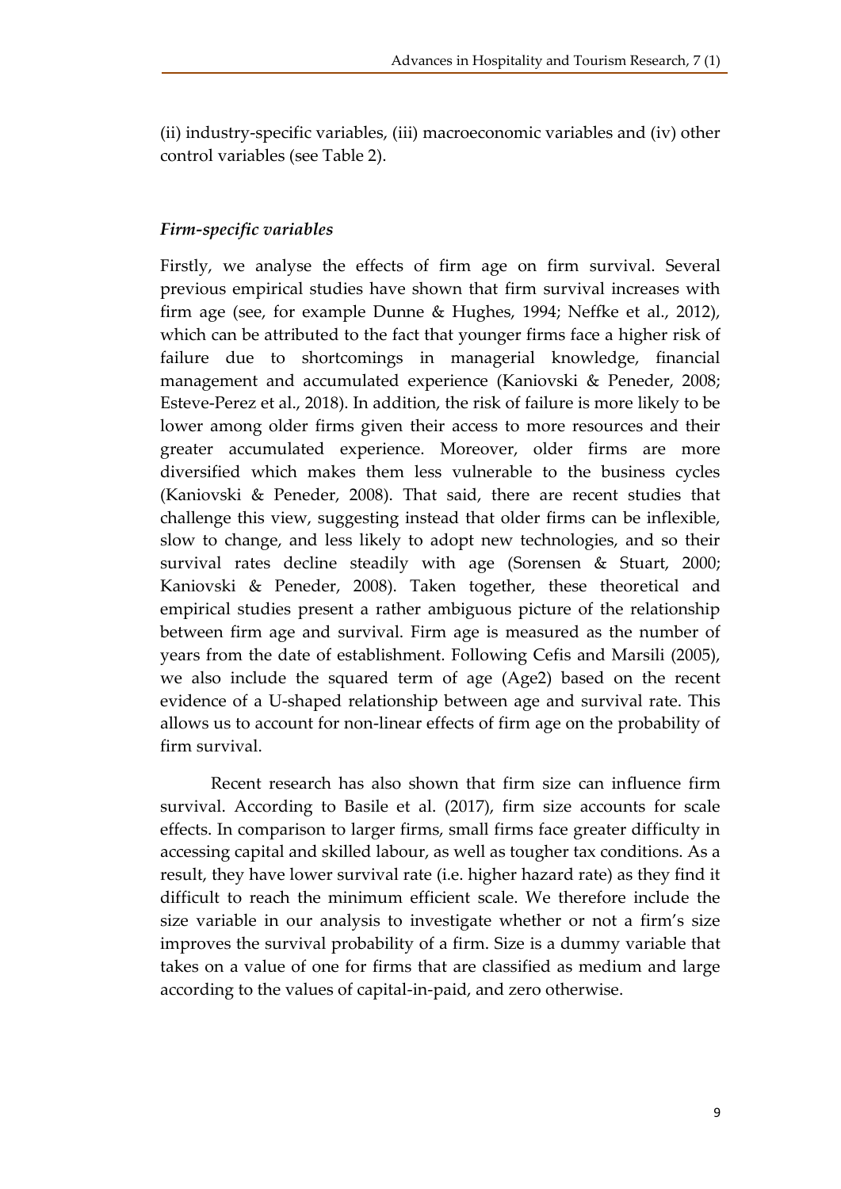(ii) industry-specific variables, (iii) macroeconomic variables and (iv) other control variables (see Table 2).

### *Firm-specific variables*

Firstly, we analyse the effects of firm age on firm survival. Several previous empirical studies have shown that firm survival increases with firm age (see, for example Dunne & Hughes, 1994; Neffke et al., 2012), which can be attributed to the fact that younger firms face a higher risk of failure due to shortcomings in managerial knowledge, financial management and accumulated experience (Kaniovski & Peneder, 2008; Esteve-Perez et al., 2018). In addition, the risk of failure is more likely to be lower among older firms given their access to more resources and their greater accumulated experience. Moreover, older firms are more diversified which makes them less vulnerable to the business cycles (Kaniovski & Peneder, 2008). That said, there are recent studies that challenge this view, suggesting instead that older firms can be inflexible, slow to change, and less likely to adopt new technologies, and so their survival rates decline steadily with age (Sorensen & Stuart, 2000; Kaniovski & Peneder, 2008). Taken together, these theoretical and empirical studies present a rather ambiguous picture of the relationship between firm age and survival. Firm age is measured as the number of years from the date of establishment. Following Cefis and Marsili (2005), we also include the squared term of age (Age2) based on the recent evidence of a U-shaped relationship between age and survival rate. This allows us to account for non-linear effects of firm age on the probability of firm survival.

Recent research has also shown that firm size can influence firm survival. According to Basile et al. (2017), firm size accounts for scale effects. In comparison to larger firms, small firms face greater difficulty in accessing capital and skilled labour, as well as tougher tax conditions. As a result, they have lower survival rate (i.e. higher hazard rate) as they find it difficult to reach the minimum efficient scale. We therefore include the size variable in our analysis to investigate whether or not a firm's size improves the survival probability of a firm. Size is a dummy variable that takes on a value of one for firms that are classified as medium and large according to the values of capital-in-paid, and zero otherwise.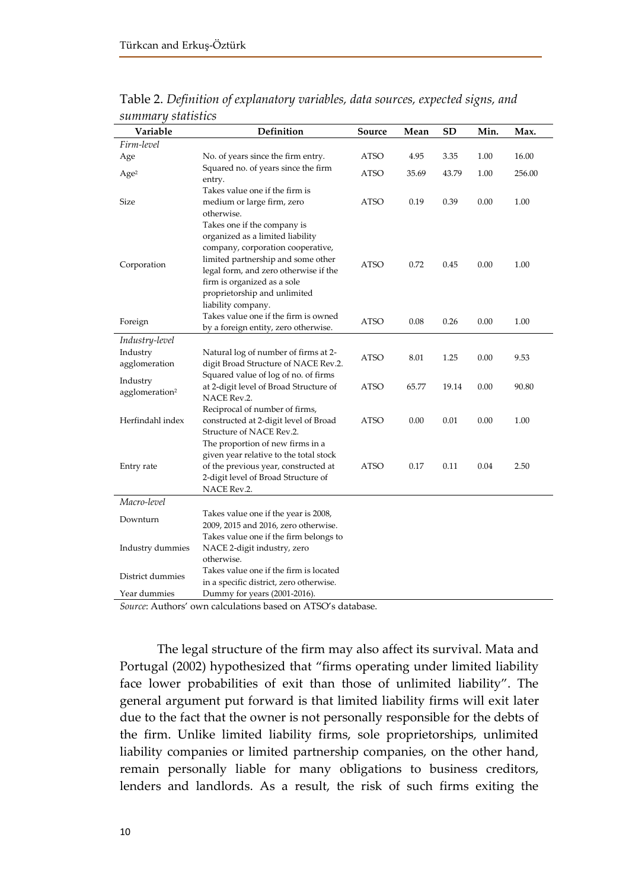Table 2. *Definition of explanatory variables, data sources, expected signs, and summary statistics*

| Variable | Definition | Source | Mean | SD | Min. | Max. |
|---|---|---|---|---|---|---|
| *Firm-level* | | | | | | |
| Age | No. of years since the firm entry. | ATSO | 4.95 | 3.35 | 1.00 | 16.00 |
| $Age^2$ | Squared no. of years since the firm entry. | ATSO | 35.69 | 43.79 | 1.00 | 256.00 |
| Size | Takes value one if the firm is medium or large firm, zero otherwise. | ATSO | 0.19 | 0.39 | 0.00 | 1.00 |
| Corporation | Takes one if the company is organized as a limited liability company, corporation cooperative, limited partnership and some other legal form, and zero otherwise if the firm is organized as a sole proprietorship and unlimited liability company. | ATSO | 0.72 | 0.45 | 0.00 | 1.00 |
| Foreign | Takes value one if the firm is owned by a foreign entity, zero otherwise. | ATSO | 0.08 | 0.26 | 0.00 | 1.00 |
| *Industry-level* | | | | | | |
| Industry agglomeration | Natural log of number of firms at 2-digit Broad Structure of NACE Rev.2. | ATSO | 8.01 | 1.25 | 0.00 | 9.53 |
| Industry $agglomeration^2$ | Squared value of log of no. of firms at 2-digit level of Broad Structure of NACE Rev.2. | ATSO | 65.77 | 19.14 | 0.00 | 90.80 |
| Herfindahl index | Reciprocal of number of firms, constructed at 2-digit level of Broad Structure of NACE Rev.2. | ATSO | 0.00 | 0.01 | 0.00 | 1.00 |
| Entry rate | The proportion of new firms in a given year relative to the total stock of the previous year, constructed at 2-digit level of Broad Structure of NACE Rev.2. | ATSO | 0.17 | 0.11 | 0.04 | 2.50 |
| *Macro-level* | | | | | | |
| Downturn | Takes value one if the year is 2008, 2009, 2015 and 2016, zero otherwise. | | | | | |
| Industry dummies | Takes value one if the firm belongs to NACE 2-digit industry, zero otherwise. | | | | | |
| District dummies | Takes value one if the firm is located in a specific district, zero otherwise. | | | | | |
| Year dummies | Dummy for years (2001-2016). | | | | | |

*Source*: Authors' own calculations based on ATSO's database.

The legal structure of the firm may also affect its survival. Mata and Portugal (2002) hypothesized that "firms operating under limited liability face lower probabilities of exit than those of unlimited liability". The general argument put forward is that limited liability firms will exit later due to the fact that the owner is not personally responsible for the debts of the firm. Unlike limited liability firms, sole proprietorships, unlimited liability companies or limited partnership companies, on the other hand, remain personally liable for many obligations to business creditors, lenders and landlords. As a result, the risk of such firms exiting the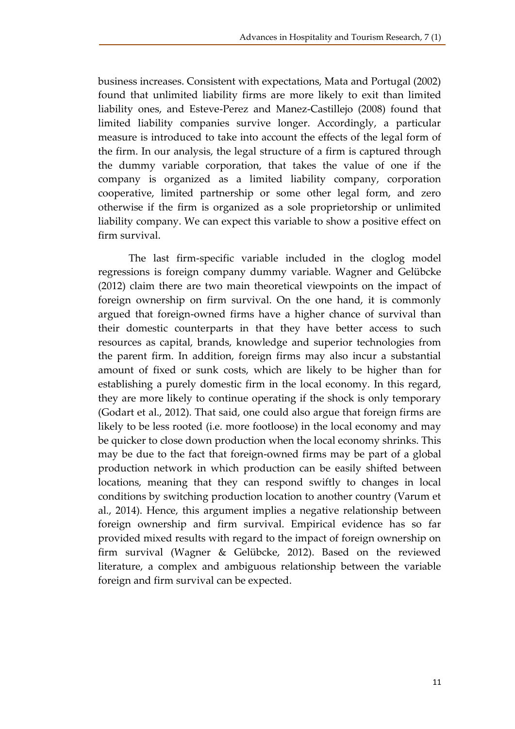business increases. Consistent with expectations, Mata and Portugal (2002) found that unlimited liability firms are more likely to exit than limited liability ones, and Esteve-Perez and Manez-Castillejo (2008) found that limited liability companies survive longer. Accordingly, a particular measure is introduced to take into account the effects of the legal form of the firm. In our analysis, the legal structure of a firm is captured through the dummy variable corporation, that takes the value of one if the company is organized as a limited liability company, corporation cooperative, limited partnership or some other legal form, and zero otherwise if the firm is organized as a sole proprietorship or unlimited liability company. We can expect this variable to show a positive effect on firm survival.

The last firm-specific variable included in the cloglog model regressions is foreign company dummy variable. Wagner and Gelübcke (2012) claim there are two main theoretical viewpoints on the impact of foreign ownership on firm survival. On the one hand, it is commonly argued that foreign-owned firms have a higher chance of survival than their domestic counterparts in that they have better access to such resources as capital, brands, knowledge and superior technologies from the parent firm. In addition, foreign firms may also incur a substantial amount of fixed or sunk costs, which are likely to be higher than for establishing a purely domestic firm in the local economy. In this regard, they are more likely to continue operating if the shock is only temporary (Godart et al., 2012). That said, one could also argue that foreign firms are likely to be less rooted (i.e. more footloose) in the local economy and may be quicker to close down production when the local economy shrinks. This may be due to the fact that foreign-owned firms may be part of a global production network in which production can be easily shifted between locations, meaning that they can respond swiftly to changes in local conditions by switching production location to another country (Varum et al., 2014). Hence, this argument implies a negative relationship between foreign ownership and firm survival. Empirical evidence has so far provided mixed results with regard to the impact of foreign ownership on firm survival (Wagner & Gelübcke, 2012). Based on the reviewed literature, a complex and ambiguous relationship between the variable foreign and firm survival can be expected.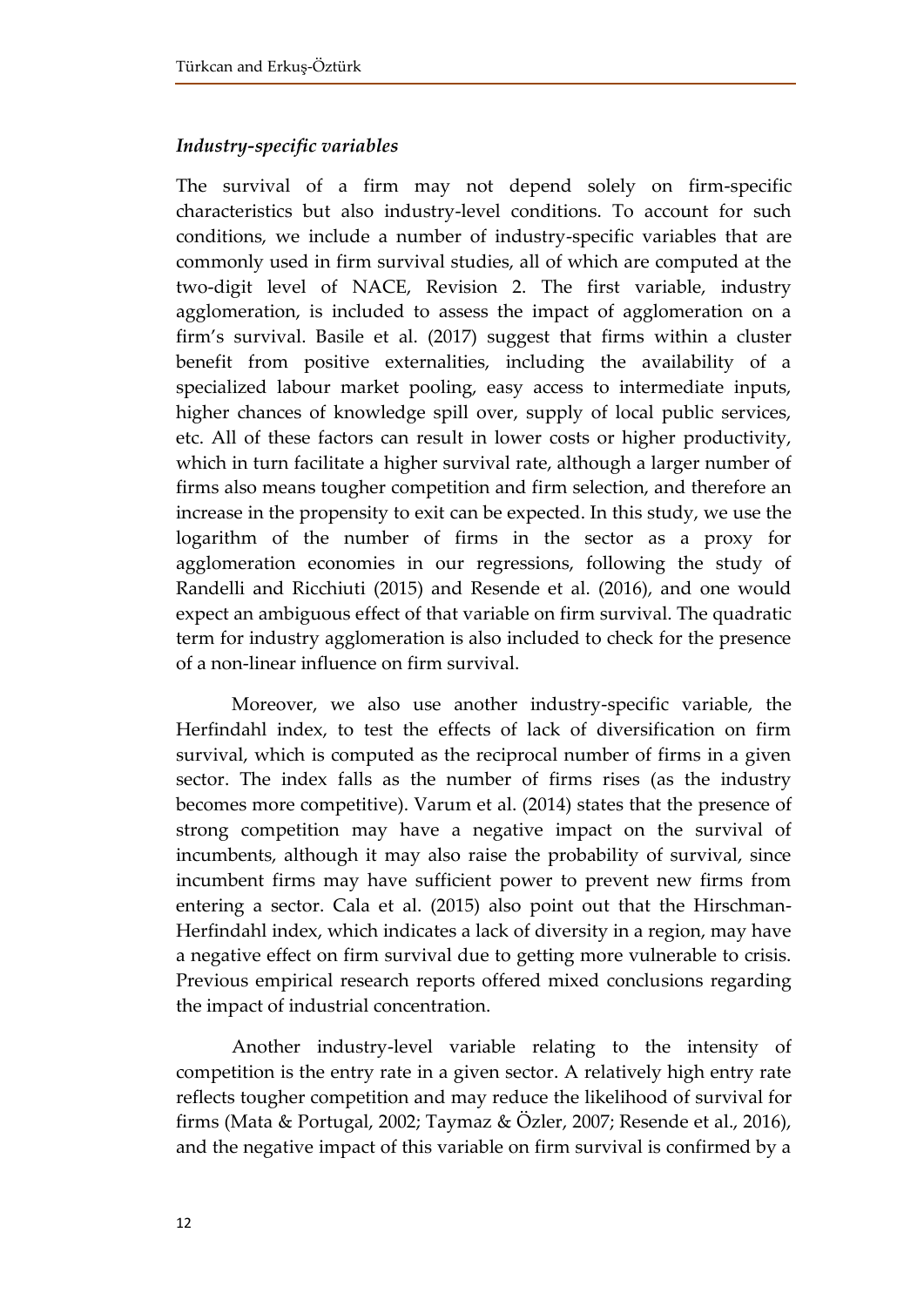### *Industry-specific variables*

The survival of a firm may not depend solely on firm-specific characteristics but also industry-level conditions. To account for such conditions, we include a number of industry-specific variables that are commonly used in firm survival studies, all of which are computed at the two-digit level of NACE, Revision 2. The first variable, industry agglomeration, is included to assess the impact of agglomeration on a firm's survival. Basile et al. (2017) suggest that firms within a cluster benefit from positive externalities, including the availability of a specialized labour market pooling, easy access to intermediate inputs, higher chances of knowledge spill over, supply of local public services, etc. All of these factors can result in lower costs or higher productivity, which in turn facilitate a higher survival rate, although a larger number of firms also means tougher competition and firm selection, and therefore an increase in the propensity to exit can be expected. In this study, we use the logarithm of the number of firms in the sector as a proxy for agglomeration economies in our regressions, following the study of Randelli and Ricchiuti (2015) and Resende et al. (2016), and one would expect an ambiguous effect of that variable on firm survival. The quadratic term for industry agglomeration is also included to check for the presence of a non-linear influence on firm survival.

Moreover, we also use another industry-specific variable, the Herfindahl index, to test the effects of lack of diversification on firm survival, which is computed as the reciprocal number of firms in a given sector. The index falls as the number of firms rises (as the industry becomes more competitive). Varum et al. (2014) states that the presence of strong competition may have a negative impact on the survival of incumbents, although it may also raise the probability of survival, since incumbent firms may have sufficient power to prevent new firms from entering a sector. Cala et al. (2015) also point out that the Hirschman-Herfindahl index, which indicates a lack of diversity in a region, may have a negative effect on firm survival due to getting more vulnerable to crisis. Previous empirical research reports offered mixed conclusions regarding the impact of industrial concentration.

Another industry-level variable relating to the intensity of competition is the entry rate in a given sector. A relatively high entry rate reflects tougher competition and may reduce the likelihood of survival for firms (Mata & Portugal, 2002; Taymaz & Özler, 2007; Resende et al., 2016), and the negative impact of this variable on firm survival is confirmed by a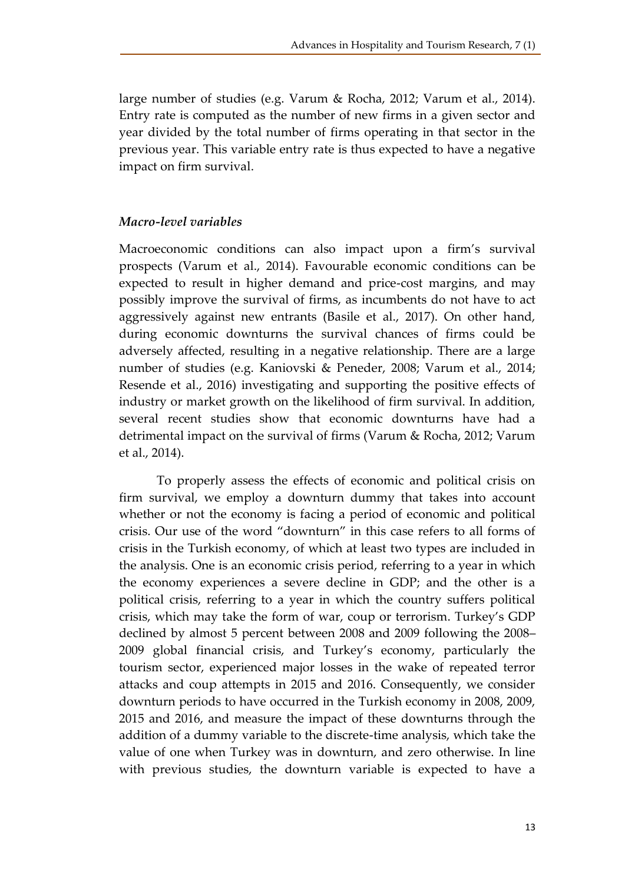large number of studies (e.g. Varum & Rocha, 2012; Varum et al., 2014). Entry rate is computed as the number of new firms in a given sector and year divided by the total number of firms operating in that sector in the previous year. This variable entry rate is thus expected to have a negative impact on firm survival.

### *Macro-level variables*

Macroeconomic conditions can also impact upon a firm's survival prospects (Varum et al., 2014). Favourable economic conditions can be expected to result in higher demand and price-cost margins, and may possibly improve the survival of firms, as incumbents do not have to act aggressively against new entrants (Basile et al., 2017). On other hand, during economic downturns the survival chances of firms could be adversely affected, resulting in a negative relationship. There are a large number of studies (e.g. Kaniovski & Peneder, 2008; Varum et al., 2014; Resende et al., 2016) investigating and supporting the positive effects of industry or market growth on the likelihood of firm survival. In addition, several recent studies show that economic downturns have had a detrimental impact on the survival of firms (Varum & Rocha, 2012; Varum et al., 2014).

To properly assess the effects of economic and political crisis on firm survival, we employ a downturn dummy that takes into account whether or not the economy is facing a period of economic and political crisis. Our use of the word "downturn" in this case refers to all forms of crisis in the Turkish economy, of which at least two types are included in the analysis. One is an economic crisis period, referring to a year in which the economy experiences a severe decline in GDP; and the other is a political crisis, referring to a year in which the country suffers political crisis, which may take the form of war, coup or terrorism. Turkey's GDP declined by almost 5 percent between 2008 and 2009 following the 2008–2009 global financial crisis, and Turkey's economy, particularly the tourism sector, experienced major losses in the wake of repeated terror attacks and coup attempts in 2015 and 2016. Consequently, we consider downturn periods to have occurred in the Turkish economy in 2008, 2009, 2015 and 2016, and measure the impact of these downturns through the addition of a dummy variable to the discrete-time analysis, which take the value of one when Turkey was in downturn, and zero otherwise. In line with previous studies, the downturn variable is expected to have a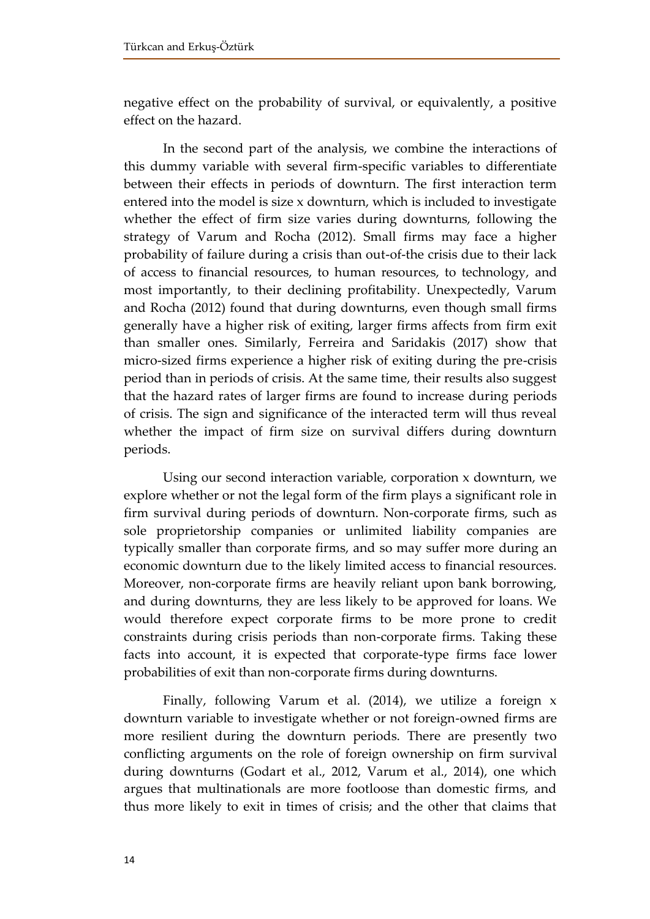negative effect on the probability of survival, or equivalently, a positive effect on the hazard.

In the second part of the analysis, we combine the interactions of this dummy variable with several firm-specific variables to differentiate between their effects in periods of downturn. The first interaction term entered into the model is size x downturn, which is included to investigate whether the effect of firm size varies during downturns, following the strategy of Varum and Rocha (2012). Small firms may face a higher probability of failure during a crisis than out-of-the crisis due to their lack of access to financial resources, to human resources, to technology, and most importantly, to their declining profitability. Unexpectedly, Varum and Rocha (2012) found that during downturns, even though small firms generally have a higher risk of exiting, larger firms affects from firm exit than smaller ones. Similarly, Ferreira and Saridakis (2017) show that micro-sized firms experience a higher risk of exiting during the pre-crisis period than in periods of crisis. At the same time, their results also suggest that the hazard rates of larger firms are found to increase during periods of crisis. The sign and significance of the interacted term will thus reveal whether the impact of firm size on survival differs during downturn periods.

Using our second interaction variable, corporation x downturn, we explore whether or not the legal form of the firm plays a significant role in firm survival during periods of downturn. Non-corporate firms, such as sole proprietorship companies or unlimited liability companies are typically smaller than corporate firms, and so may suffer more during an economic downturn due to the likely limited access to financial resources. Moreover, non-corporate firms are heavily reliant upon bank borrowing, and during downturns, they are less likely to be approved for loans. We would therefore expect corporate firms to be more prone to credit constraints during crisis periods than non-corporate firms. Taking these facts into account, it is expected that corporate-type firms face lower probabilities of exit than non-corporate firms during downturns.

Finally, following Varum et al. (2014), we utilize a foreign x downturn variable to investigate whether or not foreign-owned firms are more resilient during the downturn periods. There are presently two conflicting arguments on the role of foreign ownership on firm survival during downturns (Godart et al., 2012, Varum et al., 2014), one which argues that multinationals are more footloose than domestic firms, and thus more likely to exit in times of crisis; and the other that claims that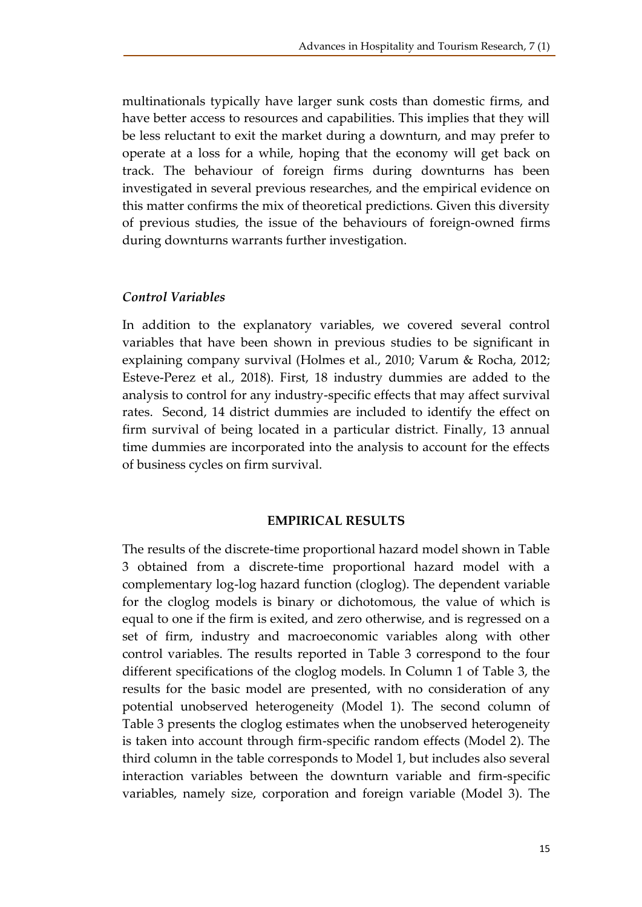multinationals typically have larger sunk costs than domestic firms, and have better access to resources and capabilities. This implies that they will be less reluctant to exit the market during a downturn, and may prefer to operate at a loss for a while, hoping that the economy will get back on track. The behaviour of foreign firms during downturns has been investigated in several previous researches, and the empirical evidence on this matter confirms the mix of theoretical predictions. Given this diversity of previous studies, the issue of the behaviours of foreign-owned firms during downturns warrants further investigation.

### *Control Variables*

In addition to the explanatory variables, we covered several control variables that have been shown in previous studies to be significant in explaining company survival (Holmes et al., 2010; Varum & Rocha, 2012; Esteve-Perez et al., 2018). First, 18 industry dummies are added to the analysis to control for any industry-specific effects that may affect survival rates. Second, 14 district dummies are included to identify the effect on firm survival of being located in a particular district. Finally, 13 annual time dummies are incorporated into the analysis to account for the effects of business cycles on firm survival.

## EMPIRICAL RESULTS

The results of the discrete-time proportional hazard model shown in Table 3 obtained from a discrete-time proportional hazard model with a complementary log-log hazard function (cloglog). The dependent variable for the cloglog models is binary or dichotomous, the value of which is equal to one if the firm is exited, and zero otherwise, and is regressed on a set of firm, industry and macroeconomic variables along with other control variables. The results reported in Table 3 correspond to the four different specifications of the cloglog models. In Column 1 of Table 3, the results for the basic model are presented, with no consideration of any potential unobserved heterogeneity (Model 1). The second column of Table 3 presents the cloglog estimates when the unobserved heterogeneity is taken into account through firm-specific random effects (Model 2). The third column in the table corresponds to Model 1, but includes also several interaction variables between the downturn variable and firm-specific variables, namely size, corporation and foreign variable (Model 3). The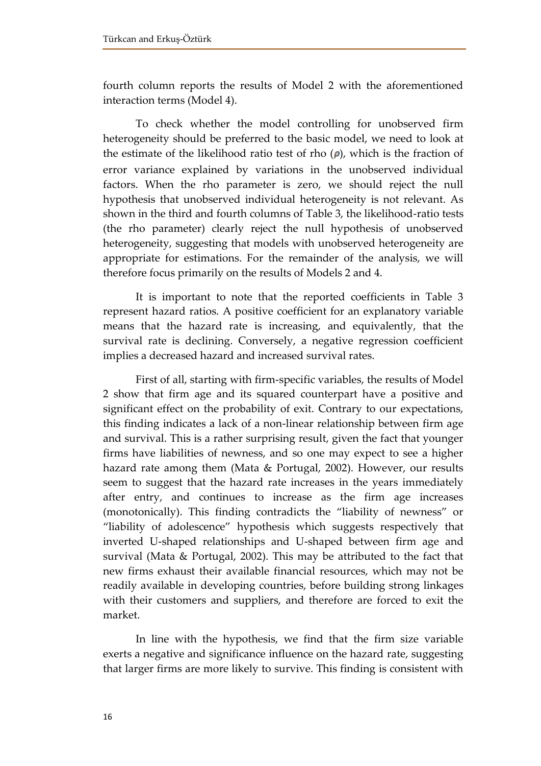fourth column reports the results of Model 2 with the aforementioned interaction terms (Model 4).

To check whether the model controlling for unobserved firm heterogeneity should be preferred to the basic model, we need to look at the estimate of the likelihood ratio test of rho ($\rho$), which is the fraction of error variance explained by variations in the unobserved individual factors. When the rho parameter is zero, we should reject the null hypothesis that unobserved individual heterogeneity is not relevant. As shown in the third and fourth columns of Table 3, the likelihood-ratio tests (the rho parameter) clearly reject the null hypothesis of unobserved heterogeneity, suggesting that models with unobserved heterogeneity are appropriate for estimations. For the remainder of the analysis, we will therefore focus primarily on the results of Models 2 and 4.

It is important to note that the reported coefficients in Table 3 represent hazard ratios. A positive coefficient for an explanatory variable means that the hazard rate is increasing, and equivalently, that the survival rate is declining. Conversely, a negative regression coefficient implies a decreased hazard and increased survival rates.

First of all, starting with firm-specific variables, the results of Model 2 show that firm age and its squared counterpart have a positive and significant effect on the probability of exit. Contrary to our expectations, this finding indicates a lack of a non-linear relationship between firm age and survival. This is a rather surprising result, given the fact that younger firms have liabilities of newness, and so one may expect to see a higher hazard rate among them (Mata & Portugal, 2002). However, our results seem to suggest that the hazard rate increases in the years immediately after entry, and continues to increase as the firm age increases (monotonically). This finding contradicts the "liability of newness" or "liability of adolescence" hypothesis which suggests respectively that inverted U-shaped relationships and U-shaped between firm age and survival (Mata & Portugal, 2002). This may be attributed to the fact that new firms exhaust their available financial resources, which may not be readily available in developing countries, before building strong linkages with their customers and suppliers, and therefore are forced to exit the market.

In line with the hypothesis, we find that the firm size variable exerts a negative and significance influence on the hazard rate, suggesting that larger firms are more likely to survive. This finding is consistent with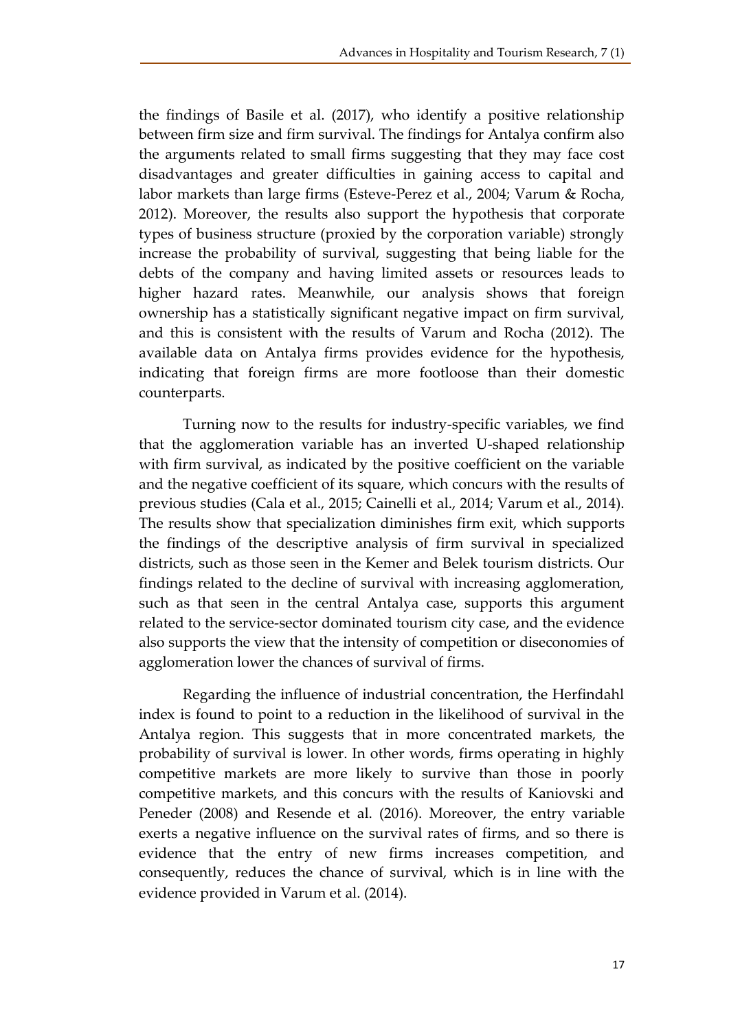the findings of Basile et al. (2017), who identify a positive relationship between firm size and firm survival. The findings for Antalya confirm also the arguments related to small firms suggesting that they may face cost disadvantages and greater difficulties in gaining access to capital and labor markets than large firms (Esteve-Perez et al., 2004; Varum & Rocha, 2012). Moreover, the results also support the hypothesis that corporate types of business structure (proxied by the corporation variable) strongly increase the probability of survival, suggesting that being liable for the debts of the company and having limited assets or resources leads to higher hazard rates. Meanwhile, our analysis shows that foreign ownership has a statistically significant negative impact on firm survival, and this is consistent with the results of Varum and Rocha (2012). The available data on Antalya firms provides evidence for the hypothesis, indicating that foreign firms are more footloose than their domestic counterparts.

Turning now to the results for industry-specific variables, we find that the agglomeration variable has an inverted U-shaped relationship with firm survival, as indicated by the positive coefficient on the variable and the negative coefficient of its square, which concurs with the results of previous studies (Cala et al., 2015; Cainelli et al., 2014; Varum et al., 2014). The results show that specialization diminishes firm exit, which supports the findings of the descriptive analysis of firm survival in specialized districts, such as those seen in the Kemer and Belek tourism districts. Our findings related to the decline of survival with increasing agglomeration, such as that seen in the central Antalya case, supports this argument related to the service-sector dominated tourism city case, and the evidence also supports the view that the intensity of competition or diseconomies of agglomeration lower the chances of survival of firms.

Regarding the influence of industrial concentration, the Herfindahl index is found to point to a reduction in the likelihood of survival in the Antalya region. This suggests that in more concentrated markets, the probability of survival is lower. In other words, firms operating in highly competitive markets are more likely to survive than those in poorly competitive markets, and this concurs with the results of Kaniovski and Peneder (2008) and Resende et al. (2016). Moreover, the entry variable exerts a negative influence on the survival rates of firms, and so there is evidence that the entry of new firms increases competition, and consequently, reduces the chance of survival, which is in line with the evidence provided in Varum et al. (2014).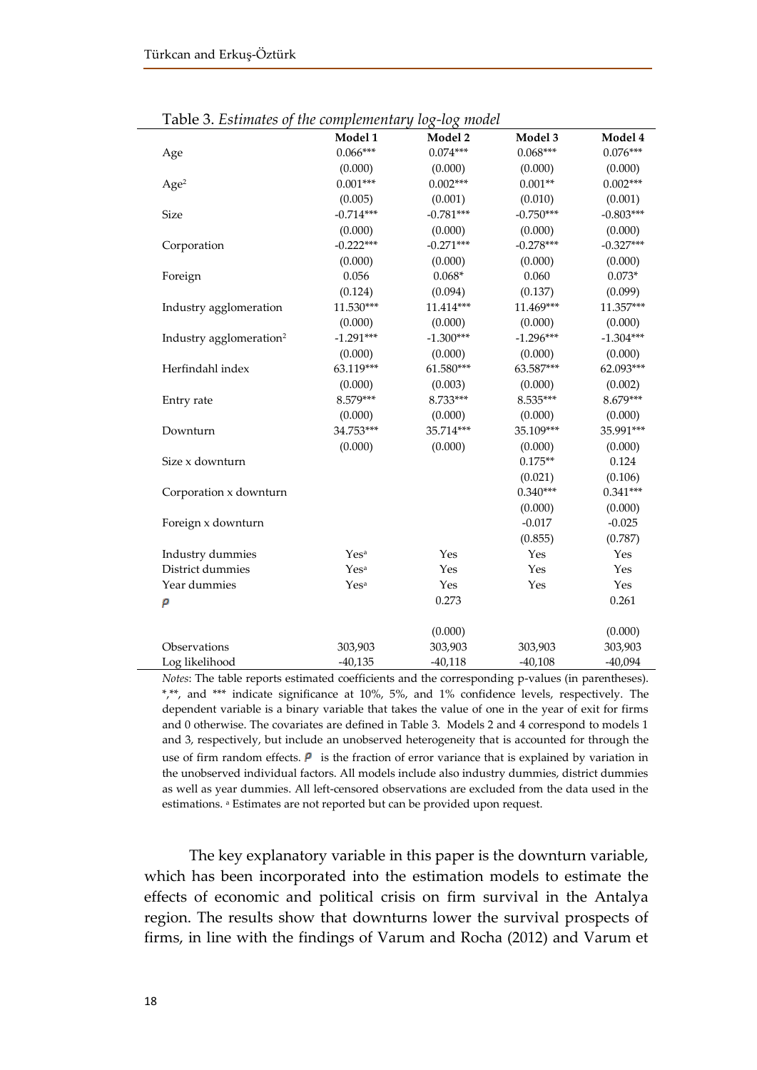Table 3. *Estimates of the complementary log-log model*

| | Model 1 | Model 2 | Model 3 | Model 4 |
|---|---|---|---|---|
| Age | 0.066*** | 0.074*** | 0.068*** | 0.076*** |
| | (0.000) | (0.000) | (0.000) | (0.000) |
| Age$^2$ | 0.001*** | 0.002*** | 0.001** | 0.002*** |
| | (0.005) | (0.001) | (0.010) | (0.001) |
| Size | -0.714*** | -0.781*** | -0.750*** | -0.803*** |
| | (0.000) | (0.000) | (0.000) | (0.000) |
| Corporation | -0.222*** | -0.271*** | -0.278*** | -0.327*** |
| | (0.000) | (0.000) | (0.000) | (0.000) |
| Foreign | 0.056 | 0.068* | 0.060 | 0.073* |
| | (0.124) | (0.094) | (0.137) | (0.099) |
| Industry agglomeration | 11.530*** | 11.414*** | 11.469*** | 11.357*** |
| | (0.000) | (0.000) | (0.000) | (0.000) |
| Industry agglomeration$^2$ | -1.291*** | -1.300*** | -1.296*** | -1.304*** |
| | (0.000) | (0.000) | (0.000) | (0.000) |
| Herfindahl index | 63.119*** | 61.580*** | 63.587*** | 62.093*** |
| | (0.000) | (0.003) | (0.000) | (0.002) |
| Entry rate | 8.579*** | 8.733*** | 8.535*** | 8.679*** |
| | (0.000) | (0.000) | (0.000) | (0.000) |
| Downturn | 34.753*** | 35.714*** | 35.109*** | 35.991*** |
| | (0.000) | (0.000) | (0.000) | (0.000) |
| Size x downturn | | | 0.175** | 0.124 |
| | | | (0.021) | (0.106) |
| Corporation x downturn | | | 0.340*** | 0.341*** |
| | | | (0.000) | (0.000) |
| Foreign x downturn | | | -0.017 | -0.025 |
| | | | (0.855) | (0.787) |
| Industry dummies | Yes[a] | Yes | Yes | Yes |
| District dummies | Yes[a] | Yes | Yes | Yes |
| Year dummies | Yes[a] | Yes | Yes | Yes |
| $\rho$ | | 0.273 | | 0.261 |
| | | (0.000) | | (0.000) |
| Observations | 303,903 | 303,903 | 303,903 | 303,903 |
| Log likelihood | -40,135 | -40,118 | -40,108 | -40,094 |

*Notes*: The table reports estimated coefficients and the corresponding p-values (in parentheses). *,**, and *** indicate significance at 10%, 5%, and 1% confidence levels, respectively. The dependent variable is a binary variable that takes the value of one in the year of exit for firms and 0 otherwise. The covariates are defined in Table 3. Models 2 and 4 correspond to models 1 and 3, respectively, but include an unobserved heterogeneity that is accounted for through the use of firm random effects. $\rho$ is the fraction of error variance that is explained by variation in the unobserved individual factors. All models include also industry dummies, district dummies as well as year dummies. All left-censored observations are excluded from the data used in the estimations. [a] Estimates are not reported but can be provided upon request.

The key explanatory variable in this paper is the downturn variable, which has been incorporated into the estimation models to estimate the effects of economic and political crisis on firm survival in the Antalya region. The results show that downturns lower the survival prospects of firms, in line with the findings of Varum and Rocha (2012) and Varum et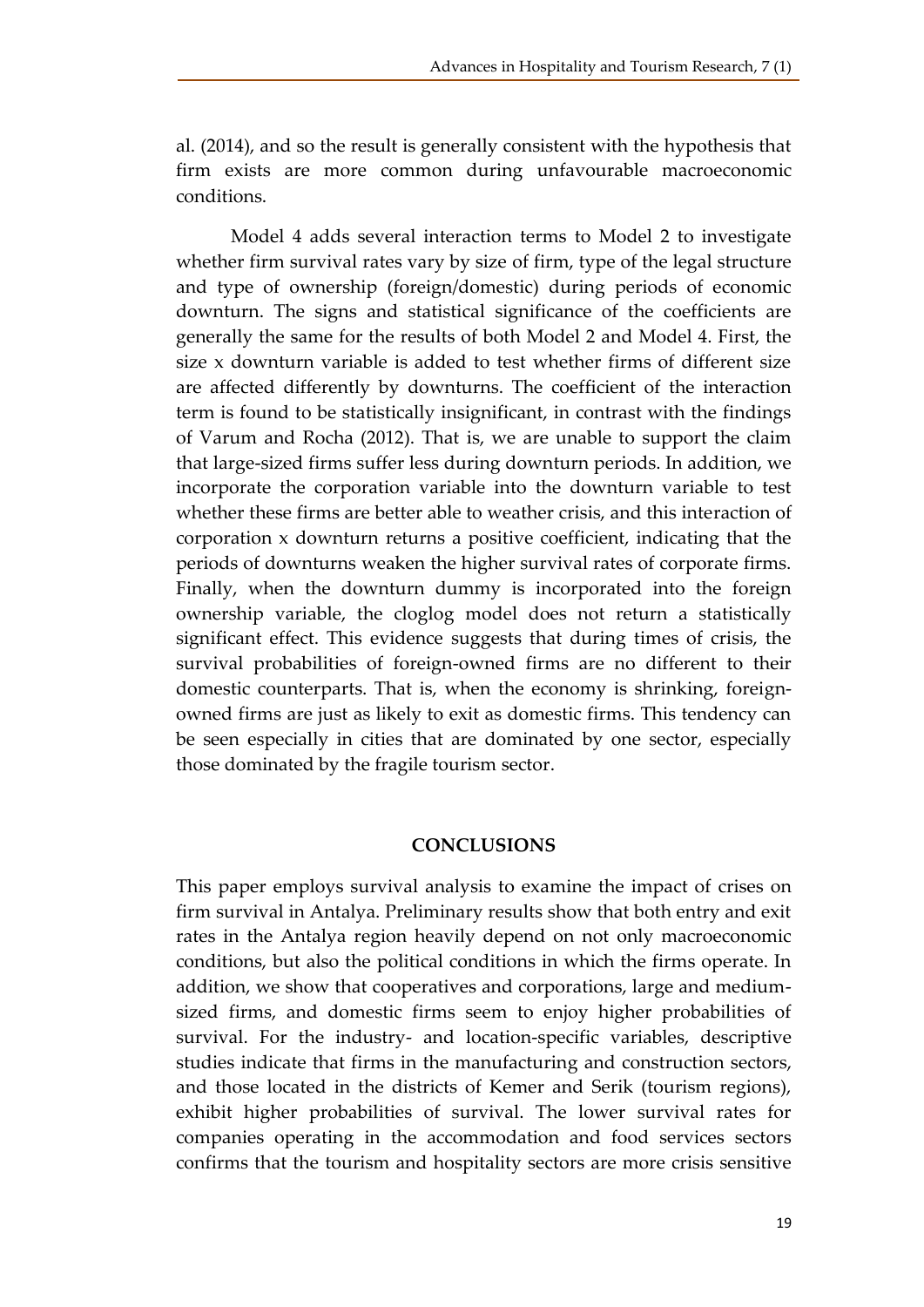al. (2014), and so the result is generally consistent with the hypothesis that firm exists are more common during unfavourable macroeconomic conditions.

Model 4 adds several interaction terms to Model 2 to investigate whether firm survival rates vary by size of firm, type of the legal structure and type of ownership (foreign/domestic) during periods of economic downturn. The signs and statistical significance of the coefficients are generally the same for the results of both Model 2 and Model 4. First, the size x downturn variable is added to test whether firms of different size are affected differently by downturns. The coefficient of the interaction term is found to be statistically insignificant, in contrast with the findings of Varum and Rocha (2012). That is, we are unable to support the claim that large-sized firms suffer less during downturn periods. In addition, we incorporate the corporation variable into the downturn variable to test whether these firms are better able to weather crisis, and this interaction of corporation x downturn returns a positive coefficient, indicating that the periods of downturns weaken the higher survival rates of corporate firms. Finally, when the downturn dummy is incorporated into the foreign ownership variable, the cloglog model does not return a statistically significant effect. This evidence suggests that during times of crisis, the survival probabilities of foreign-owned firms are no different to their domestic counterparts. That is, when the economy is shrinking, foreign-owned firms are just as likely to exit as domestic firms. This tendency can be seen especially in cities that are dominated by one sector, especially those dominated by the fragile tourism sector.

## CONCLUSIONS

This paper employs survival analysis to examine the impact of crises on firm survival in Antalya. Preliminary results show that both entry and exit rates in the Antalya region heavily depend on not only macroeconomic conditions, but also the political conditions in which the firms operate. In addition, we show that cooperatives and corporations, large and medium-sized firms, and domestic firms seem to enjoy higher probabilities of survival. For the industry- and location-specific variables, descriptive studies indicate that firms in the manufacturing and construction sectors, and those located in the districts of Kemer and Serik (tourism regions), exhibit higher probabilities of survival. The lower survival rates for companies operating in the accommodation and food services sectors confirms that the tourism and hospitality sectors are more crisis sensitive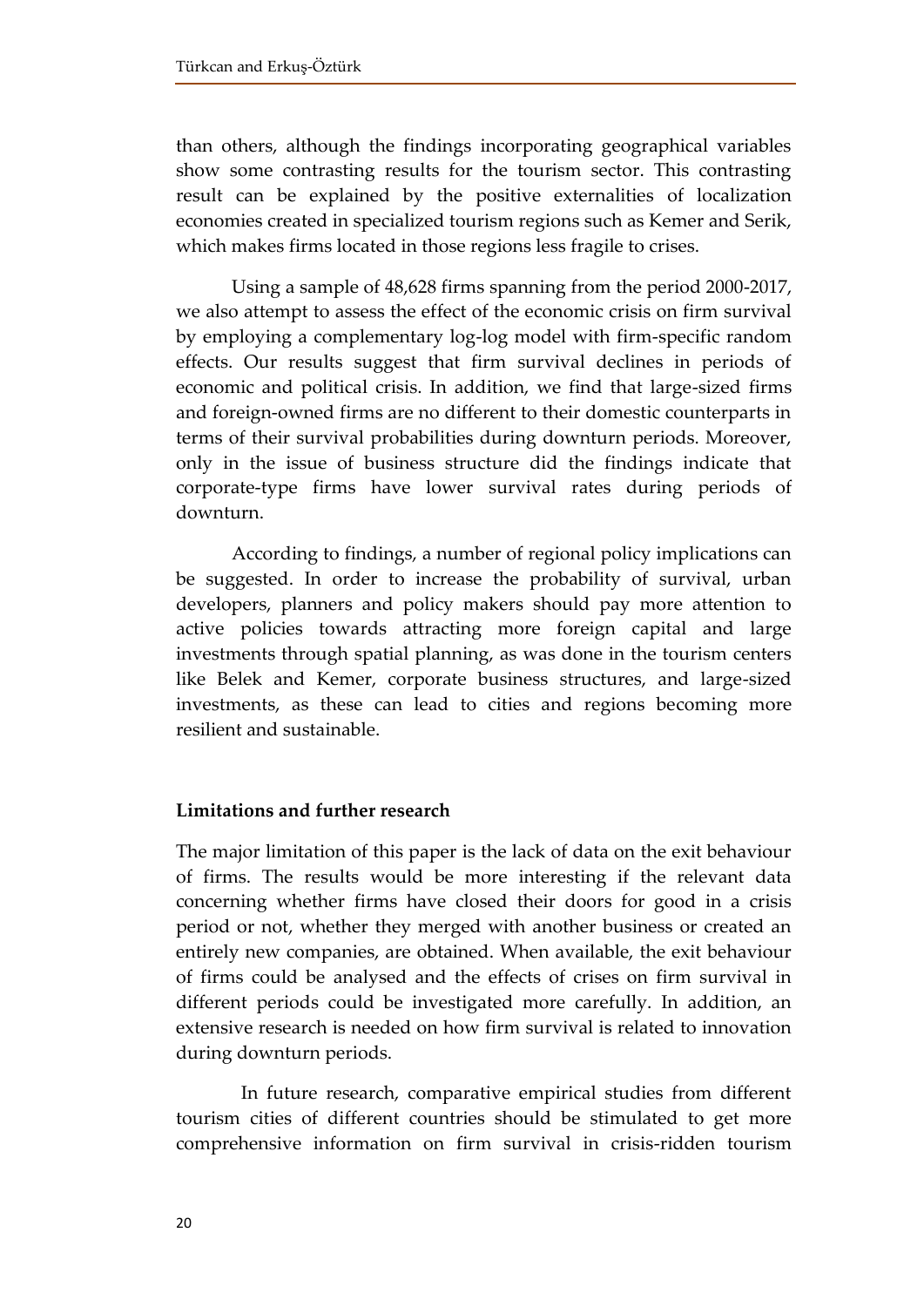than others, although the findings incorporating geographical variables show some contrasting results for the tourism sector. This contrasting result can be explained by the positive externalities of localization economies created in specialized tourism regions such as Kemer and Serik, which makes firms located in those regions less fragile to crises.

Using a sample of 48,628 firms spanning from the period 2000-2017, we also attempt to assess the effect of the economic crisis on firm survival by employing a complementary log-log model with firm-specific random effects. Our results suggest that firm survival declines in periods of economic and political crisis. In addition, we find that large-sized firms and foreign-owned firms are no different to their domestic counterparts in terms of their survival probabilities during downturn periods. Moreover, only in the issue of business structure did the findings indicate that corporate-type firms have lower survival rates during periods of downturn.

According to findings, a number of regional policy implications can be suggested. In order to increase the probability of survival, urban developers, planners and policy makers should pay more attention to active policies towards attracting more foreign capital and large investments through spatial planning, as was done in the tourism centers like Belek and Kemer, corporate business structures, and large-sized investments, as these can lead to cities and regions becoming more resilient and sustainable.

**Limitations and further research**

The major limitation of this paper is the lack of data on the exit behaviour of firms. The results would be more interesting if the relevant data concerning whether firms have closed their doors for good in a crisis period or not, whether they merged with another business or created an entirely new companies, are obtained. When available, the exit behaviour of firms could be analysed and the effects of crises on firm survival in different periods could be investigated more carefully. In addition, an extensive research is needed on how firm survival is related to innovation during downturn periods.

In future research, comparative empirical studies from different tourism cities of different countries should be stimulated to get more comprehensive information on firm survival in crisis-ridden tourism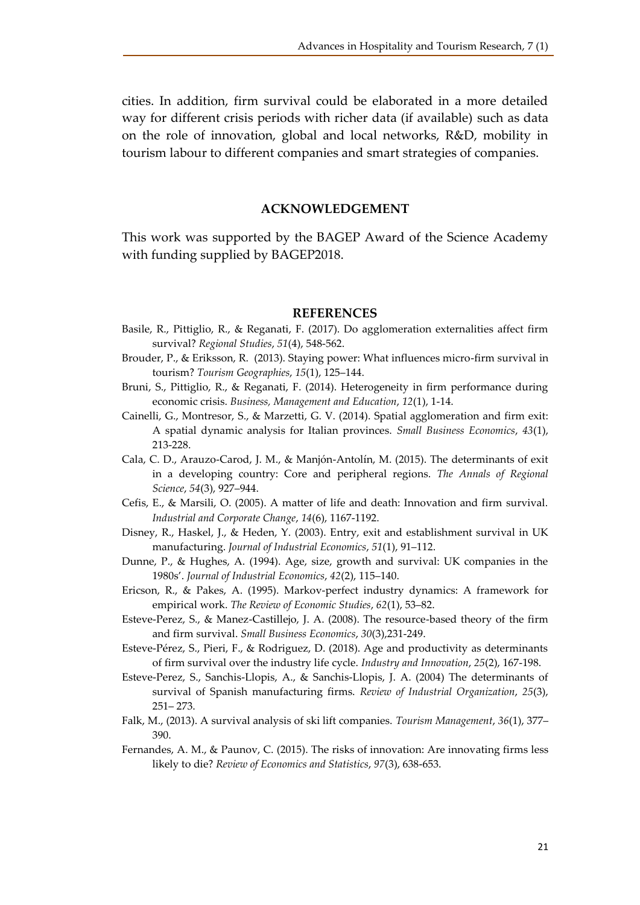cities. In addition, firm survival could be elaborated in a more detailed way for different crisis periods with richer data (if available) such as data on the role of innovation, global and local networks, R&D, mobility in tourism labour to different companies and smart strategies of companies.

## ACKNOWLEDGEMENT

This work was supported by the BAGEP Award of the Science Academy with funding supplied by BAGEP2018.

## REFERENCES

Basile, R., Pittiglio, R., & Reganati, F. (2017). Do agglomeration externalities affect firm survival? *Regional Studies*, *51*(4), 548-562.

Brouder, P., & Eriksson, R. (2013). Staying power: What influences micro-firm survival in tourism? *Tourism Geographies*, *15*(1), 125–144.

Bruni, S., Pittiglio, R., & Reganati, F. (2014). Heterogeneity in firm performance during economic crisis. *Business, Management and Education*, *12*(1), 1-14.

Cainelli, G., Montresor, S., & Marzetti, G. V. (2014). Spatial agglomeration and firm exit: A spatial dynamic analysis for Italian provinces. *Small Business Economics*, *43*(1), 213-228.

Cala, C. D., Arauzo-Carod, J. M., & Manjón-Antolín, M. (2015). The determinants of exit in a developing country: Core and peripheral regions. *The Annals of Regional Science*, *54*(3), 927–944.

Cefis, E., & Marsili, O. (2005). A matter of life and death: Innovation and firm survival. *Industrial and Corporate Change*, *14*(6), 1167-1192.

Disney, R., Haskel, J., & Heden, Y. (2003). Entry, exit and establishment survival in UK manufacturing. *Journal of Industrial Economics*, *51*(1), 91–112.

Dunne, P., & Hughes, A. (1994). Age, size, growth and survival: UK companies in the 1980s'. *Journal of Industrial Economics*, *42*(2), 115–140.

Ericson, R., & Pakes, A. (1995). Markov-perfect industry dynamics: A framework for empirical work. *The Review of Economic Studies*, *62*(1), 53–82.

Esteve-Perez, S., & Manez-Castillejo, J. A. (2008). The resource-based theory of the firm and firm survival. *Small Business Economics*, *30*(3),231-249.

Esteve-Pérez, S., Pieri, F., & Rodriguez, D. (2018). Age and productivity as determinants of firm survival over the industry life cycle. *Industry and Innovation*, *25*(2), 167-198.

Esteve-Perez, S., Sanchis-Llopis, A., & Sanchis-Llopis, J. A. (2004) The determinants of survival of Spanish manufacturing firms. *Review of Industrial Organization*, *25*(3), 251– 273.

Falk, M., (2013). A survival analysis of ski lift companies. *Tourism Management*, *36*(1), 377–390.

Fernandes, A. M., & Paunov, C. (2015). The risks of innovation: Are innovating firms less likely to die? *Review of Economics and Statistics*, *97*(3), 638-653.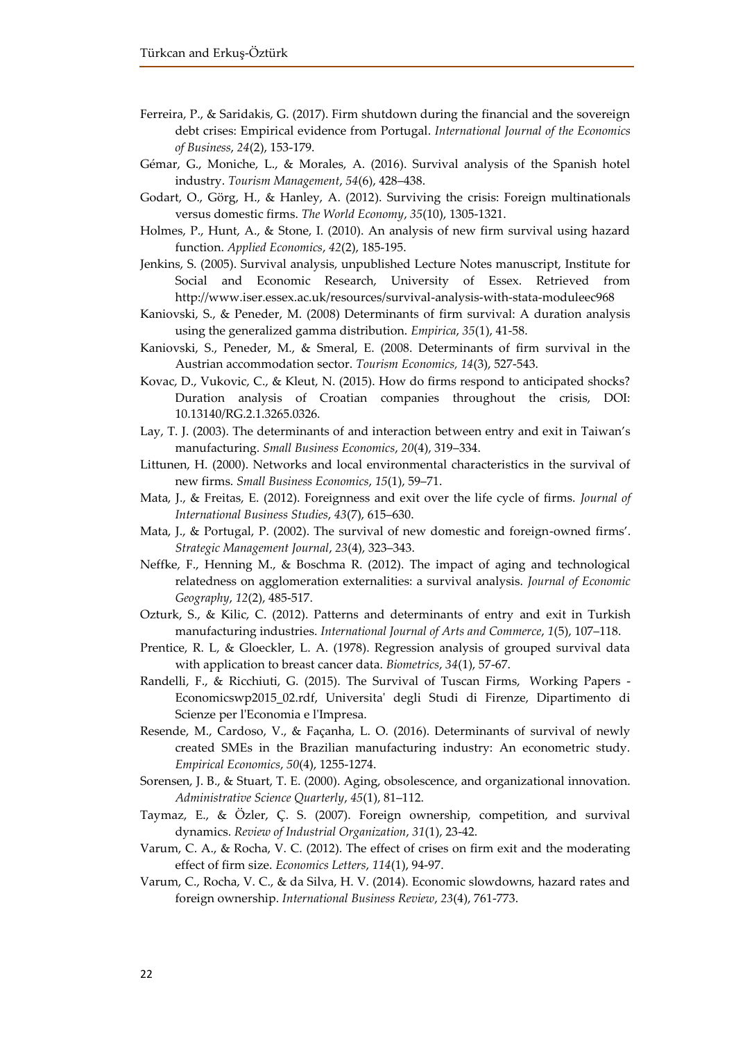Ferreira, P., & Saridakis, G. (2017). Firm shutdown during the financial and the sovereign debt crises: Empirical evidence from Portugal. *International Journal of the Economics of Business*, *24*(2), 153-179.

Gémar, G., Moniche, L., & Morales, A. (2016). Survival analysis of the Spanish hotel industry. *Tourism Management*, *54*(6), 428–438.

Godart, O., Görg, H., & Hanley, A. (2012). Surviving the crisis: Foreign multinationals versus domestic firms. *The World Economy*, *35*(10), 1305-1321.

Holmes, P., Hunt, A., & Stone, I. (2010). An analysis of new firm survival using hazard function. *Applied Economics*, *42*(2), 185-195.

Jenkins, S. (2005). Survival analysis, unpublished Lecture Notes manuscript, Institute for Social and Economic Research, University of Essex. Retrieved from http://www.iser.essex.ac.uk/resources/survival-analysis-with-stata-moduleec968

Kaniovski, S., & Peneder, M. (2008) Determinants of firm survival: A duration analysis using the generalized gamma distribution. *Empirica*, *35*(1), 41-58.

Kaniovski, S., Peneder, M., & Smeral, E. (2008. Determinants of firm survival in the Austrian accommodation sector. *Tourism Economics, 14*(3), 527-543.

Kovac, D., Vukovic, C., & Kleut, N. (2015). How do firms respond to anticipated shocks? Duration analysis of Croatian companies throughout the crisis, DOI: 10.13140/RG.2.1.3265.0326.

Lay, T. J. (2003). The determinants of and interaction between entry and exit in Taiwan's manufacturing. *Small Business Economics*, *20*(4), 319–334.

Littunen, H. (2000). Networks and local environmental characteristics in the survival of new firms. *Small Business Economics*, *15*(1), 59–71.

Mata, J., & Freitas, E. (2012). Foreignness and exit over the life cycle of firms. *Journal of International Business Studies*, *43*(7), 615–630.

Mata, J., & Portugal, P. (2002). The survival of new domestic and foreign-owned firms'. *Strategic Management Journal*, *23*(4), 323–343.

Neffke, F., Henning M., & Boschma R. (2012). The impact of aging and technological relatedness on agglomeration externalities: a survival analysis. *Journal of Economic Geography*, *12*(2), 485-517.

Ozturk, S., & Kilic, C. (2012). Patterns and determinants of entry and exit in Turkish manufacturing industries. *International Journal of Arts and Commerce*, *1*(5), 107–118.

Prentice, R. L, & Gloeckler, L. A. (1978). Regression analysis of grouped survival data with application to breast cancer data. *Biometrics*, *34*(1), 57-67.

Randelli, F., & Ricchiuti, G. (2015). The Survival of Tuscan Firms, Working Papers - Economicswp2015_02.rdf, Universita' degli Studi di Firenze, Dipartimento di Scienze per l'Economia e l'Impresa.

Resende, M., Cardoso, V., & Façanha, L. O. (2016). Determinants of survival of newly created SMEs in the Brazilian manufacturing industry: An econometric study. *Empirical Economics*, *50*(4), 1255-1274.

Sorensen, J. B., & Stuart, T. E. (2000). Aging, obsolescence, and organizational innovation. *Administrative Science Quarterly*, *45*(1), 81–112.

Taymaz, E., & Özler, Ç. S. (2007). Foreign ownership, competition, and survival dynamics. *Review of Industrial Organization*, *31*(1), 23-42.

Varum, C. A., & Rocha, V. C. (2012). The effect of crises on firm exit and the moderating effect of firm size. *Economics Letters*, *114*(1), 94-97.

Varum, C., Rocha, V. C., & da Silva, H. V. (2014). Economic slowdowns, hazard rates and foreign ownership. *International Business Review*, *23*(4), 761-773.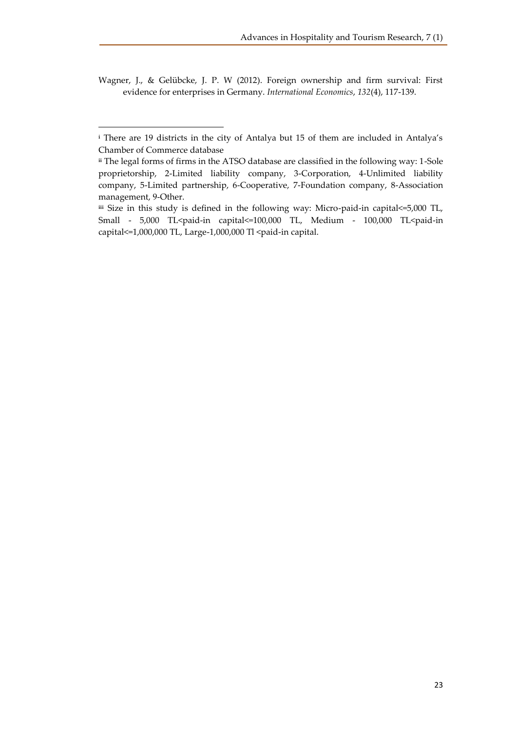Wagner, J., & Gelübcke, J. P. W (2012). Foreign ownership and firm survival: First evidence for enterprises in Germany. *International Economics*, *132*(4), 117-139.

---

[i] There are 19 districts in the city of Antalya but 15 of them are included in Antalya's Chamber of Commerce database

[ii] The legal forms of firms in the ATSO database are classified in the following way: 1-Sole proprietorship, 2-Limited liability company, 3-Corporation, 4-Unlimited liability company, 5-Limited partnership, 6-Cooperative, 7-Foundation company, 8-Association management, 9-Other.

[iii] Size in this study is defined in the following way: Micro-paid-in capital<=5,000 TL, Small - 5,000 TL<paid-in capital<=100,000 TL, Medium - 100,000 TL<paid-in capital<=1,000,000 TL, Large-1,000,000 Tl <paid-in capital.